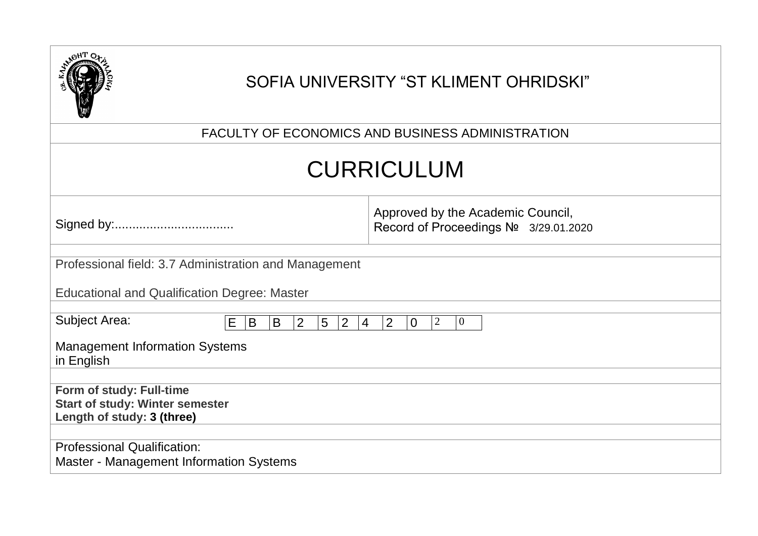# SOFIA UNIVERSITY "ST KLIMENT OHRIDSKI"

## FACULTY OF ECONOMICS AND BUSINESS ADMINISTRATION

# CURRICULUM

| Signed by:.................................. | Approved by the Academic Council, Record of Proceedings № 3/29.01.2020 |
|---|---|

Professional field: 3.7 Administration and Management

Educational and Qualification Degree: Master

Subject Area:

| E | B | B | 2 | 5 | 2 | 4 | 2 | 0 | 2 | 0 |
|---|---|---|---|---|---|---|---|---|---|---|

Management Information Systems
in English

**Form of study: Full-time**
**Start of study: Winter semester**
**Length of study: 3 (three)**

Professional Qualification:
Master - Management Information Systems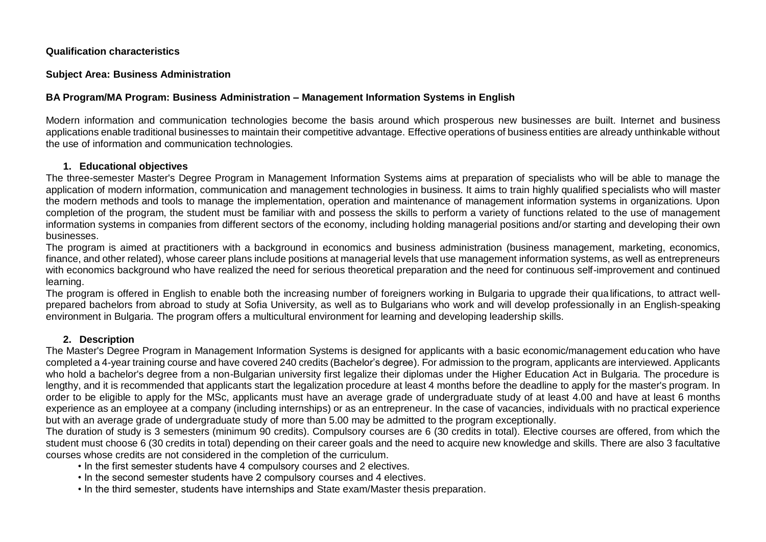**Qualification characteristics**

**Subject Area: Business Administration**

**BA Program/MA Program: Business Administration – Management Information Systems in English**

Modern information and communication technologies become the basis around which prosperous new businesses are built. Internet and business applications enable traditional businesses to maintain their competitive advantage. Effective operations of business entities are already unthinkable without the use of information and communication technologies.

## 1. Educational objectives

The three-semester Master's Degree Program in Management Information Systems aims at preparation of specialists who will be able to manage the application of modern information, communication and management technologies in business. It aims to train highly qualified specialists who will master the modern methods and tools to manage the implementation, operation and maintenance of management information systems in organizations. Upon completion of the program, the student must be familiar with and possess the skills to perform a variety of functions related to the use of management information systems in companies from different sectors of the economy, including holding managerial positions and/or starting and developing their own businesses.

The program is aimed at practitioners with a background in economics and business administration (business management, marketing, economics, finance, and other related), whose career plans include positions at managerial levels that use management information systems, as well as entrepreneurs with economics background who have realized the need for serious theoretical preparation and the need for continuous self-improvement and continued learning.

The program is offered in English to enable both the increasing number of foreigners working in Bulgaria to upgrade their qualifications, to attract well-prepared bachelors from abroad to study at Sofia University, as well as to Bulgarians who work and will develop professionally in an English-speaking environment in Bulgaria. The program offers a multicultural environment for learning and developing leadership skills.

## 2. Description

The Master's Degree Program in Management Information Systems is designed for applicants with a basic economic/management education who have completed a 4-year training course and have covered 240 credits (Bachelor's degree). For admission to the program, applicants are interviewed. Applicants who hold a bachelor's degree from a non-Bulgarian university first legalize their diplomas under the Higher Education Act in Bulgaria. The procedure is lengthy, and it is recommended that applicants start the legalization procedure at least 4 months before the deadline to apply for the master's program. In order to be eligible to apply for the MSc, applicants must have an average grade of undergraduate study of at least 4.00 and have at least 6 months experience as an employee at a company (including internships) or as an entrepreneur. In the case of vacancies, individuals with no practical experience but with an average grade of undergraduate study of more than 5.00 may be admitted to the program exceptionally.

The duration of study is 3 semesters (minimum 90 credits). Compulsory courses are 6 (30 credits in total). Elective courses are offered, from which the student must choose 6 (30 credits in total) depending on their career goals and the need to acquire new knowledge and skills. There are also 3 facultative courses whose credits are not considered in the completion of the curriculum.

- In the first semester students have 4 compulsory courses and 2 electives.
- In the second semester students have 2 compulsory courses and 4 electives.
- In the third semester, students have internships and State exam/Master thesis preparation.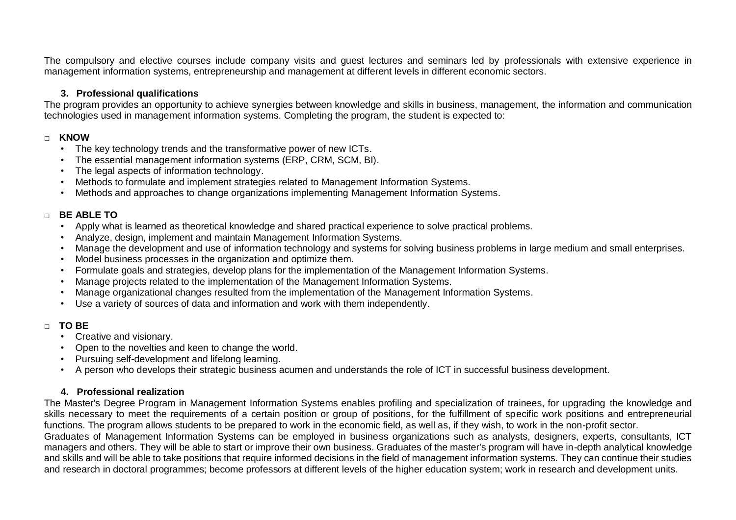The compulsory and elective courses include company visits and guest lectures and seminars led by professionals with extensive experience in management information systems, entrepreneurship and management at different levels in different economic sectors.

### 3. Professional qualifications

The program provides an opportunity to achieve synergies between knowledge and skills in business, management, the information and communication technologies used in management information systems. Completing the program, the student is expected to:

- **KNOW**
  - The key technology trends and the transformative power of new ICTs.
  - The essential management information systems (ERP, CRM, SCM, BI).
  - The legal aspects of information technology.
  - Methods to formulate and implement strategies related to Management Information Systems.
  - Methods and approaches to change organizations implementing Management Information Systems.

- **BE ABLE TO**
  - Apply what is learned as theoretical knowledge and shared practical experience to solve practical problems.
  - Analyze, design, implement and maintain Management Information Systems.
  - Manage the development and use of information technology and systems for solving business problems in large medium and small enterprises.
  - Model business processes in the organization and optimize them.
  - Formulate goals and strategies, develop plans for the implementation of the Management Information Systems.
  - Manage projects related to the implementation of the Management Information Systems.
  - Manage organizational changes resulted from the implementation of the Management Information Systems.
  - Use a variety of sources of data and information and work with them independently.

- **TO BE**
  - Creative and visionary.
  - Open to the novelties and keen to change the world.
  - Pursuing self-development and lifelong learning.
  - A person who develops their strategic business acumen and understands the role of ICT in successful business development.

### 4. Professional realization

The Master's Degree Program in Management Information Systems enables profiling and specialization of trainees, for upgrading the knowledge and skills necessary to meet the requirements of a certain position or group of positions, for the fulfillment of specific work positions and entrepreneurial functions. The program allows students to be prepared to work in the economic field, as well as, if they wish, to work in the non-profit sector.

Graduates of Management Information Systems can be employed in business organizations such as analysts, designers, experts, consultants, ICT managers and others. They will be able to start or improve their own business. Graduates of the master's program will have in-depth analytical knowledge and skills and will be able to take positions that require informed decisions in the field of management information systems. They can continue their studies and research in doctoral programmes; become professors at different levels of the higher education system; work in research and development units.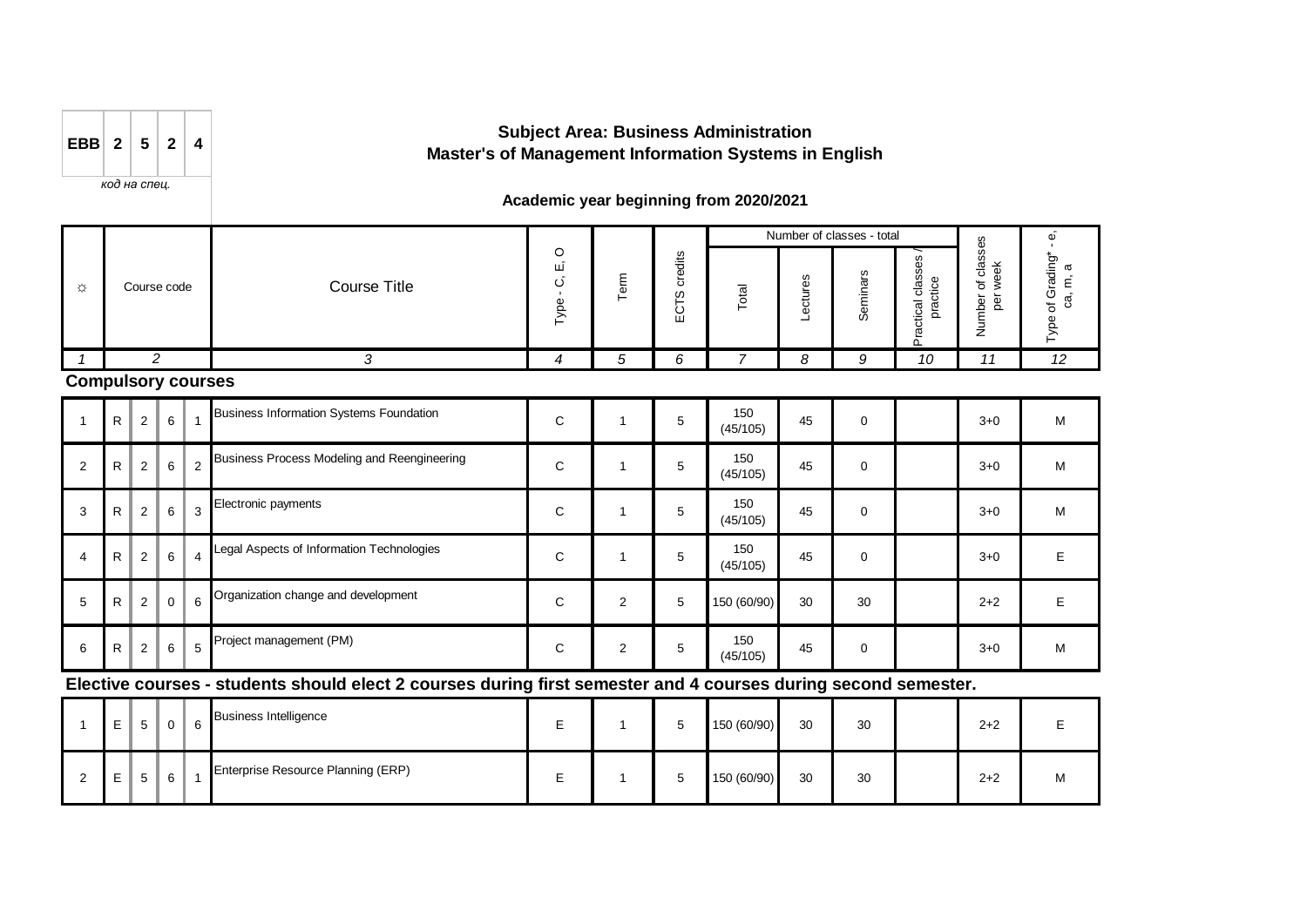| EBB | 2 | 5 | 2 | 4 |
|---|---|---|---|---|

*код на спец.*

## Subject Area: Business Administration
## Master's of Management Information Systems in English

### Academic year beginning from 2020/2021

| ☼ | Course code | | | | Course Title | Type - C, E, O | Term | ECTS credits | Number of classes - total | | | | Number of classes per week | Type of Grading* - e, ca, m, a |
|---|---|---|---|---|---|---|---|---|---|---|---|---|---|---|
| | | | | | | | | | Total | Lectures | Seminars | Practical classes / practice | | |
| 1 | 2 | | | | 3 | 4 | 5 | 6 | 7 | 8 | 9 | 10 | 11 | 12 |

**Compulsory courses**

| ☼ | Course code | | | | Course Title | Type - C, E, O | Term | ECTS credits | Total | Lectures | Seminars | Practical classes / practice | Number of classes per week | Type of Grading |
|---|---|---|---|---|---|---|---|---|---|---|---|---|---|---|
| 1 | R | 2 | 6 | 1 | Business Information Systems Foundation | C | 1 | 5 | 150 (45/105) | 45 | 0 | | 3+0 | M |
| 2 | R | 2 | 6 | 2 | Business Process Modeling and Reengineering | C | 1 | 5 | 150 (45/105) | 45 | 0 | | 3+0 | M |
| 3 | R | 2 | 6 | 3 | Electronic payments | C | 1 | 5 | 150 (45/105) | 45 | 0 | | 3+0 | M |
| 4 | R | 2 | 6 | 4 | Legal Aspects of Information Technologies | C | 1 | 5 | 150 (45/105) | 45 | 0 | | 3+0 | E |
| 5 | R | 2 | 0 | 6 | Organization change and development | C | 2 | 5 | 150 (60/90) | 30 | 30 | | 2+2 | E |
| 6 | R | 2 | 6 | 5 | Project management (PM) | C | 2 | 5 | 150 (45/105) | 45 | 0 | | 3+0 | M |

**Elective courses - students should elect 2 courses during first semester and 4 courses during second semester.**

| ☼ | Course code | | | | Course Title | Type - C, E, O | Term | ECTS credits | Total | Lectures | Seminars | Practical classes / practice | Number of classes per week | Type of Grading |
|---|---|---|---|---|---|---|---|---|---|---|---|---|---|---|
| 1 | E | 5 | 0 | 6 | Business Intelligence | E | 1 | 5 | 150 (60/90) | 30 | 30 | | 2+2 | E |
| 2 | E | 5 | 6 | 1 | Enterprise Resource Planning (ERP) | E | 1 | 5 | 150 (60/90) | 30 | 30 | | 2+2 | M |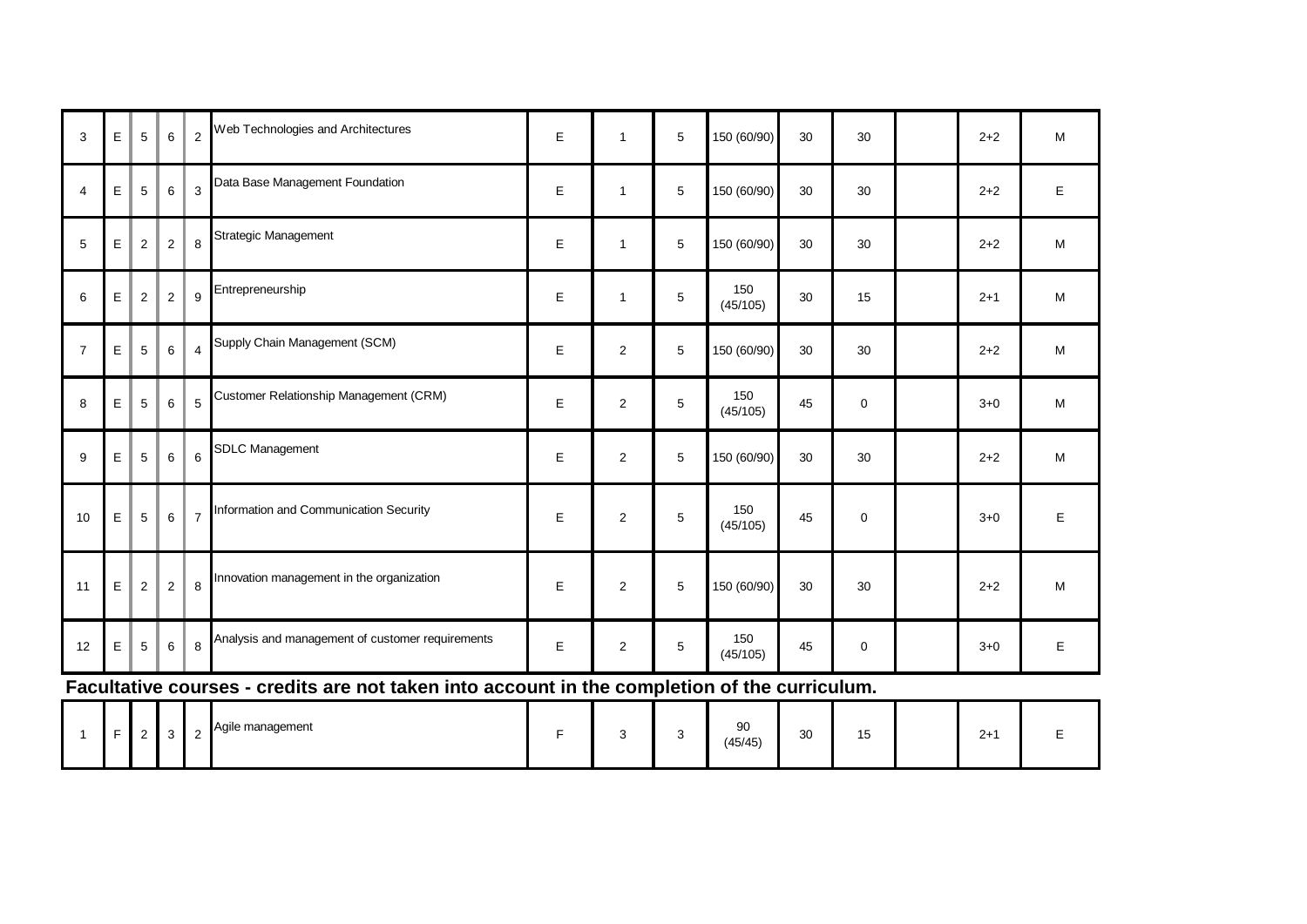| | | | | | | | | | | | | | | |
|---|---|---|---|---|---|---|---|---|---|---|---|---|---|---|
| 3 | E | 5 | 6 | 2 | Web Technologies and Architectures | E | 1 | 5 | 150 (60/90) | 30 | 30 | | 2+2 | M |
| 4 | E | 5 | 6 | 3 | Data Base Management Foundation | E | 1 | 5 | 150 (60/90) | 30 | 30 | | 2+2 | E |
| 5 | E | 2 | 2 | 8 | Strategic Management | E | 1 | 5 | 150 (60/90) | 30 | 30 | | 2+2 | M |
| 6 | E | 2 | 2 | 9 | Entrepreneurship | E | 1 | 5 | 150 (45/105) | 30 | 15 | | 2+1 | M |
| 7 | E | 5 | 6 | 4 | Supply Chain Management (SCM) | E | 2 | 5 | 150 (60/90) | 30 | 30 | | 2+2 | M |
| 8 | E | 5 | 6 | 5 | Customer Relationship Management (CRM) | E | 2 | 5 | 150 (45/105) | 45 | 0 | | 3+0 | M |
| 9 | E | 5 | 6 | 6 | SDLC Management | E | 2 | 5 | 150 (60/90) | 30 | 30 | | 2+2 | M |
| 10 | E | 5 | 6 | 7 | Information and Communication Security | E | 2 | 5 | 150 (45/105) | 45 | 0 | | 3+0 | E |
| 11 | E | 2 | 2 | 8 | Innovation management in the organization | E | 2 | 5 | 150 (60/90) | 30 | 30 | | 2+2 | M |
| 12 | E | 5 | 6 | 8 | Analysis and management of customer requirements | E | 2 | 5 | 150 (45/105) | 45 | 0 | | 3+0 | E |

**Facultative courses - credits are not taken into account in the completion of the curriculum.**

| | | | | | | | | | | | | | | |
|---|---|---|---|---|---|---|---|---|---|---|---|---|---|---|
| 1 | F | 2 | 3 | 2 | Agile management | F | 3 | 3 | 90 (45/45) | 30 | 15 | | 2+1 | E |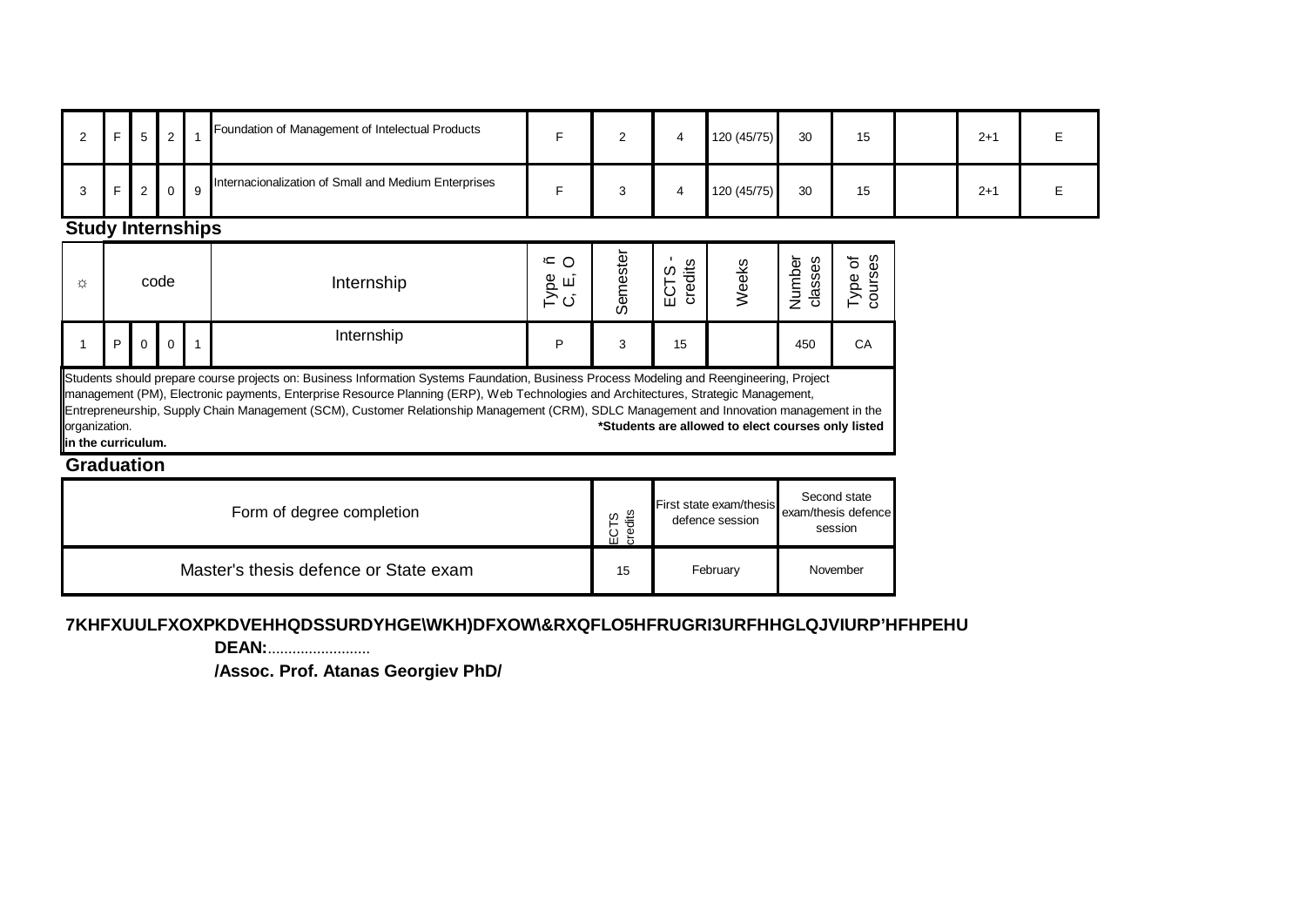| | | | | | | | | | | | | | | |
|---|---|---|---|---|---|---|---|---|---|---|---|---|---|---|
| 2 | F | 5 | 2 | 1 | Foundation of Management of Intelectual Products | F | 2 | 4 | 120 (45/75) | 30 | 15 | | 2+1 | E |
| 3 | F | 2 | 0 | 9 | Internacionalization of Small and Medium Enterprises | F | 3 | 4 | 120 (45/75) | 30 | 15 | | 2+1 | E |

## Study Internships

| ☼ | code | | | | Internship | Type ñ C, E, O | Semester | ECTS - credits | Weeks | Number classes | Type of courses |
|---|---|---|---|---|---|---|---|---|---|---|---|
| 1 | P | 0 | 0 | 1 | Internship | P | 3 | 15 | | 450 | CA |

Students should prepare course projects on: Business Information Systems Faundation, Business Process Modeling and Reengineering, Project management (PM), Electronic payments, Enterprise Resource Planning (ERP), Web Technologies and Architectures, Strategic Management, Entrepreneurship, Supply Chain Management (SCM), Customer Relationship Management (CRM), SDLC Management and Innovation management in the organization. **\*Students are allowed to elect courses only listed in the curriculum.**

## Graduation

| Form of degree completion | ECTS credits | First state exam/thesis defence session | Second state exam/thesis defence session |
|---|---|---|---|
| Master's thesis defence or State exam | 15 | February | November |

**7KHFXUULFXOXPKDVEHHQDSSURDYHGE\WKH)DFXOW\&RXQFLO5HFRUGRI3URFHHGLQJVIURP'HFHPEHU**

**DEAN:**.........................

**/Assoc. Prof. Atanas Georgiev PhD/**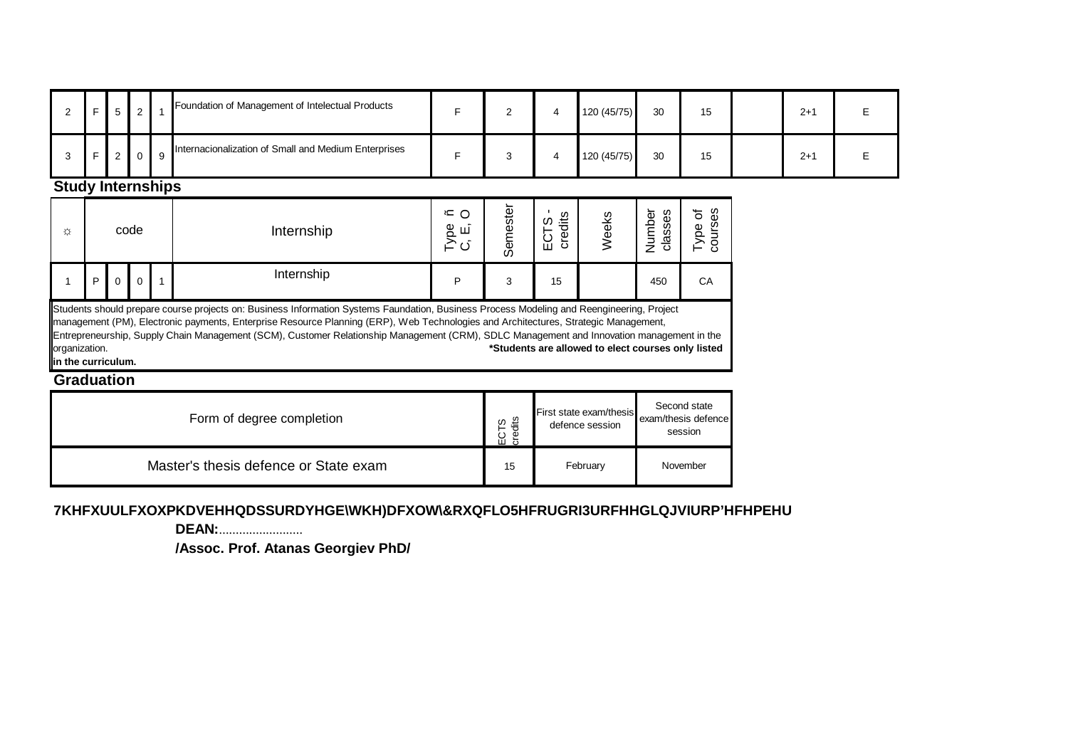| | | | | | | | | | | | | | | |
|---|---|---|---|---|---|---|---|---|---|---|---|---|---|---|
| 2 | F | 5 | 2 | 1 | Foundation of Management of Intelectual Products | F | 2 | 4 | 120 (45/75) | 30 | 15 | | 2+1 | E |
| 3 | F | 2 | 0 | 9 | Internacionalization of Small and Medium Enterprises | F | 3 | 4 | 120 (45/75) | 30 | 15 | | 2+1 | E |

## Study Internships

| ☼ | code | | | | Internship | Type ñ C, E, O | Semester | ECTS - credits | Weeks | Number classes | Type of courses |
|---|---|---|---|---|---|---|---|---|---|---|---|
| 1 | P | 0 | 0 | 1 | Internship | P | 3 | 15 | | 450 | CA |

Students should prepare course projects on: Business Information Systems Faundation, Business Process Modeling and Reengineering, Project management (PM), Electronic payments, Enterprise Resource Planning (ERP), Web Technologies and Architectures, Strategic Management, Entrepreneurship, Supply Chain Management (SCM), Customer Relationship Management (CRM), SDLC Management and Innovation management in the organization. **\*Students are allowed to elect courses only listed in the curriculum.**

## Graduation

| Form of degree completion | ECTS credits | First state exam/thesis defence session | Second state exam/thesis defence session |
|---|---|---|---|
| Master's thesis defence or State exam | 15 | February | November |

**7KHFXUULFXOXPKDVEHHQDSSURDYHGE\WKH)DFXOW\&RXQFLO5HFRUGRI3URFHHGLQJVIURP'HFHPEHU**

**DEAN:**.........................

**/Assoc. Prof. Atanas Georgiev PhD/**